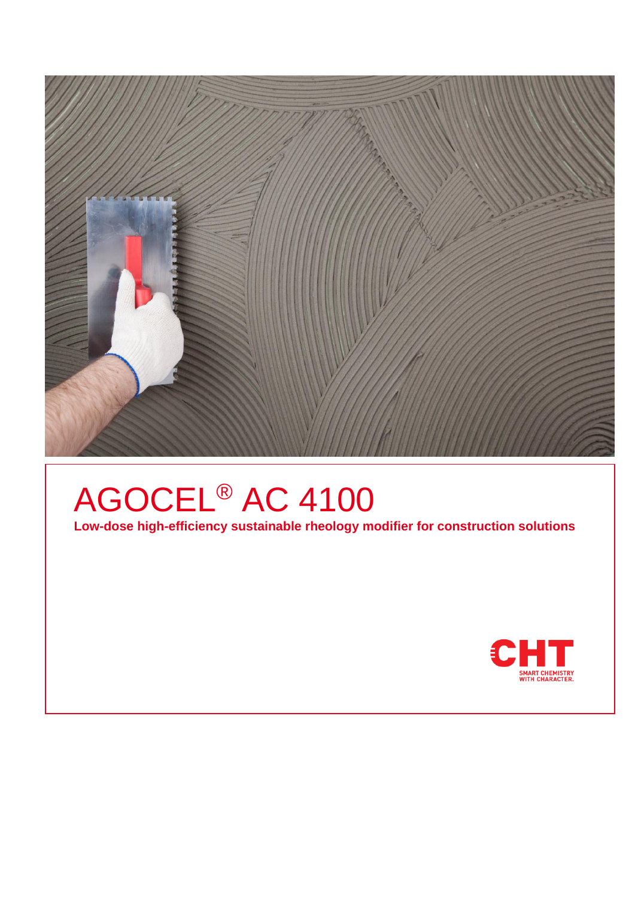# AGOCEL® AC 4100

**Low-dose high-efficiency sustainable rheology modifier for construction solutions**

CHT
SMART CHEMISTRY WITH CHARACTER.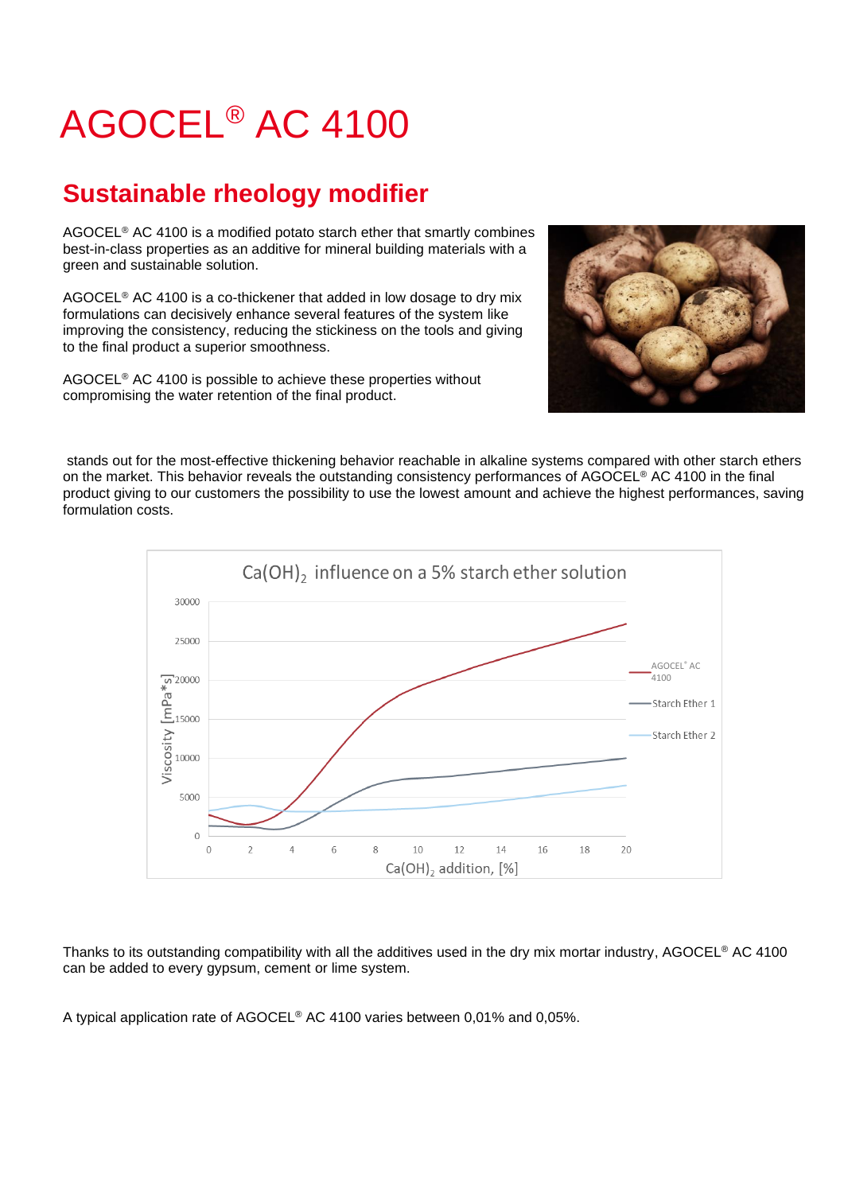# AGOCEL® AC 4100

## Sustainable rheology modifier

AGOCEL® AC 4100 is a modified potato starch ether that smartly combines best-in-class properties as an additive for mineral building materials with a green and sustainable solution.

AGOCEL® AC 4100 is a co-thickener that added in low dosage to dry mix formulations can decisively enhance several features of the system like improving the consistency, reducing the stickiness on the tools and giving to the final product a superior smoothness.

AGOCEL® AC 4100 is possible to achieve these properties without compromising the water retention of the final product.

stands out for the most-effective thickening behavior reachable in alkaline systems compared with other starch ethers on the market. This behavior reveals the outstanding consistency performances of AGOCEL® AC 4100 in the final product giving to our customers the possibility to use the lowest amount and achieve the highest performances, saving formulation costs.

$Ca(OH)_2$ influence on a 5% starch ether solution

Thanks to its outstanding compatibility with all the additives used in the dry mix mortar industry, AGOCEL® AC 4100 can be added to every gypsum, cement or lime system.

A typical application rate of AGOCEL® AC 4100 varies between 0,01% and 0,05%.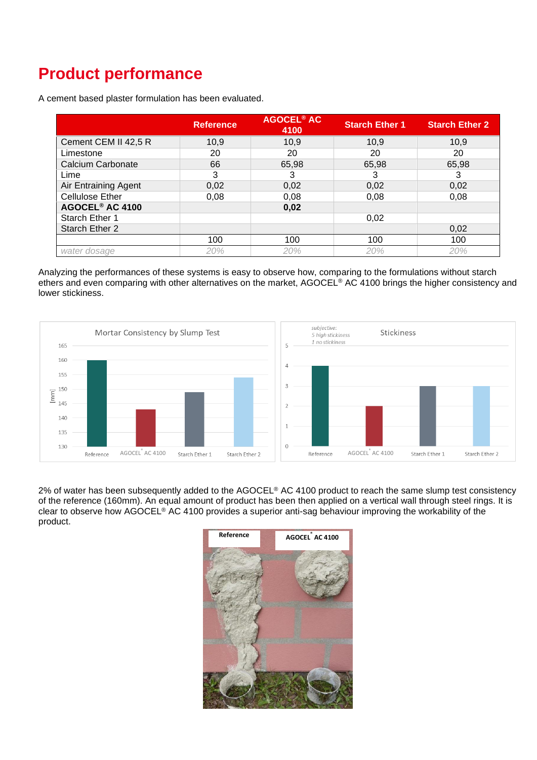# Product performance

A cement based plaster formulation has been evaluated.

| | Reference | AGOCEL® AC 4100 | Starch Ether 1 | Starch Ether 2 |
|---|---|---|---|---|
| Cement CEM II 42,5 R | 10,9 | 10,9 | 10,9 | 10,9 |
| Limestone | 20 | 20 | 20 | 20 |
| Calcium Carbonate | 66 | 65,98 | 65,98 | 65,98 |
| Lime | 3 | 3 | 3 | 3 |
| Air Entraining Agent | 0,02 | 0,02 | 0,02 | 0,02 |
| Cellulose Ether | 0,08 | 0,08 | 0,08 | 0,08 |
| **AGOCEL® AC 4100** | | **0,02** | | |
| Starch Ether 1 | | | 0,02 | |
| Starch Ether 2 | | | | 0,02 |
| | 100 | 100 | 100 | 100 |
| *water dosage* | *20%* | *20%* | *20%* | *20%* |

Analyzing the performances of these systems is easy to observe how, comparing to the formulations without starch ethers and even comparing with other alternatives on the market, AGOCEL® AC 4100 brings the higher consistency and lower stickiness.

2% of water has been subsequently added to the AGOCEL® AC 4100 product to reach the same slump test consistency of the reference (160mm). An equal amount of product has been then applied on a vertical wall through steel rings. It is clear to observe how AGOCEL® AC 4100 provides a superior anti-sag behaviour improving the workability of the product.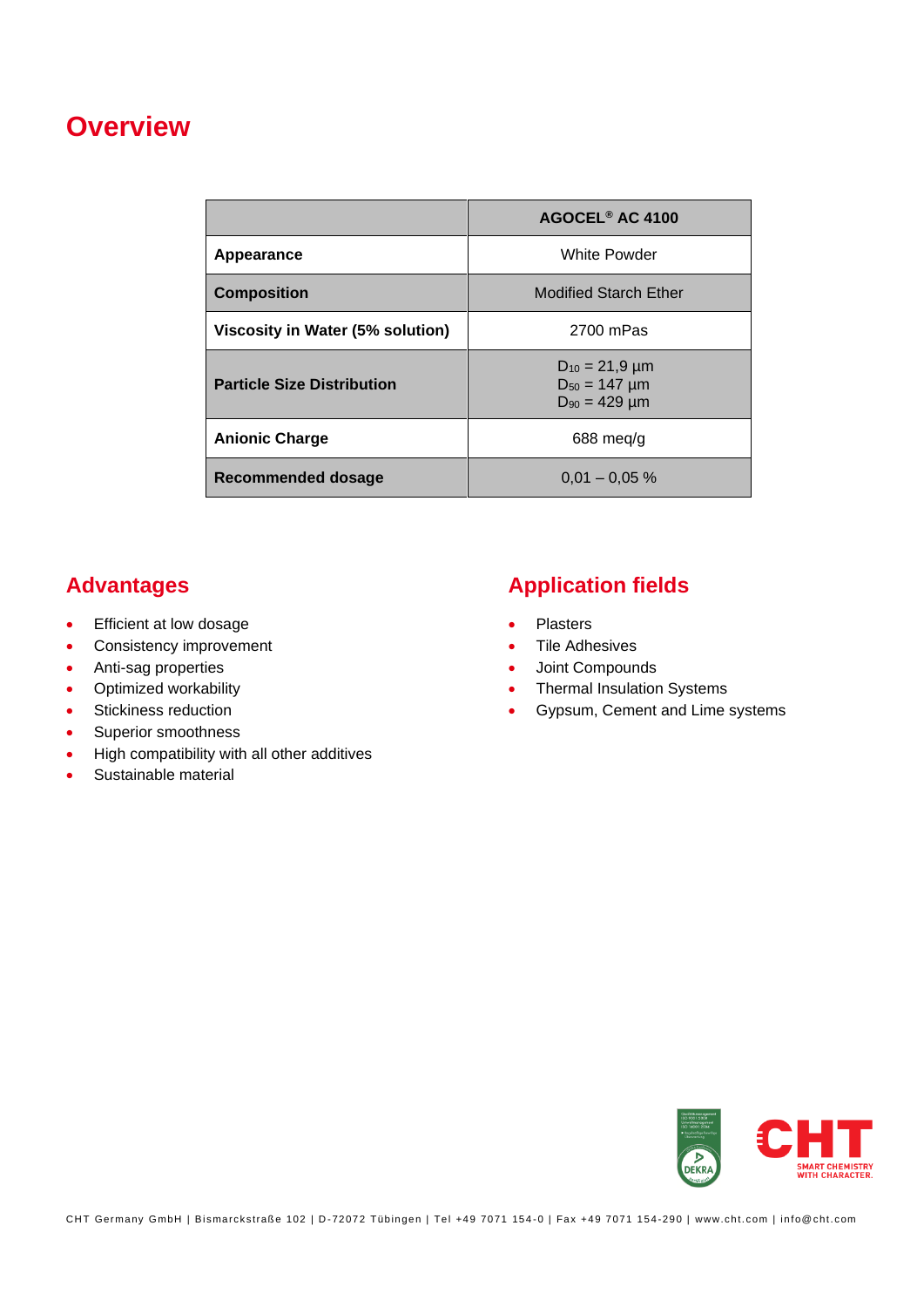# Overview

| | AGOCEL® AC 4100 |
|---|---|
| **Appearance** | White Powder |
| **Composition** | Modified Starch Ether |
| **Viscosity in Water (5% solution)** | 2700 mPas |
| **Particle Size Distribution** | $D_{10}$ = 21,9 µm<br>$D_{50}$ = 147 µm<br>$D_{90}$ = 429 µm |
| **Anionic Charge** | 688 meq/g |
| **Recommended dosage** | 0,01 – 0,05 % |

## Advantages

- Efficient at low dosage
- Consistency improvement
- Anti-sag properties
- Optimized workability
- Stickiness reduction
- Superior smoothness
- High compatibility with all other additives
- Sustainable material

## Application fields

- Plasters
- Tile Adhesives
- Joint Compounds
- Thermal Insulation Systems
- Gypsum, Cement and Lime systems

CHT Germany GmbH | Bismarckstraße 102 | D-72072 Tübingen | Tel +49 7071 154-0 | Fax +49 7071 154-290 | www.cht.com | info@cht.com